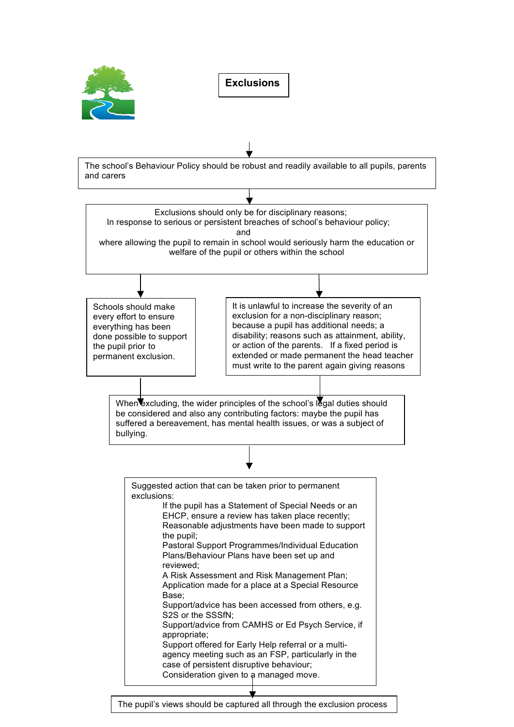# Exclusions

The school's Behaviour Policy should be robust and readily available to all pupils, parents and carers

Exclusions should only be for disciplinary reasons;
In response to serious or persistent breaches of school's behaviour policy;
and
where allowing the pupil to remain in school would seriously harm the education or welfare of the pupil or others within the school

Schools should make every effort to ensure everything has been done possible to support the pupil prior to permanent exclusion.

It is unlawful to increase the severity of an exclusion for a non-disciplinary reason; because a pupil has additional needs; a disability; reasons such as attainment, ability, or action of the parents. If a fixed period is extended or made permanent the head teacher must write to the parent again giving reasons

When excluding, the wider principles of the school's legal duties should be considered and also any contributing factors: maybe the pupil has suffered a bereavement, has mental health issues, or was a subject of bullying.

Suggested action that can be taken prior to permanent exclusions:

- If the pupil has a Statement of Special Needs or an EHCP, ensure a review has taken place recently;
- Reasonable adjustments have been made to support the pupil;
- Pastoral Support Programmes/Individual Education Plans/Behaviour Plans have been set up and reviewed;
- A Risk Assessment and Risk Management Plan;
- Application made for a place at a Special Resource Base;
- Support/advice has been accessed from others, e.g. S2S or the SSSfN;
- Support/advice from CAMHS or Ed Psych Service, if appropriate;
- Support offered for Early Help referral or a multi-agency meeting such as an FSP, particularly in the case of persistent disruptive behaviour;
- Consideration given to a managed move.

The pupil's views should be captured all through the exclusion process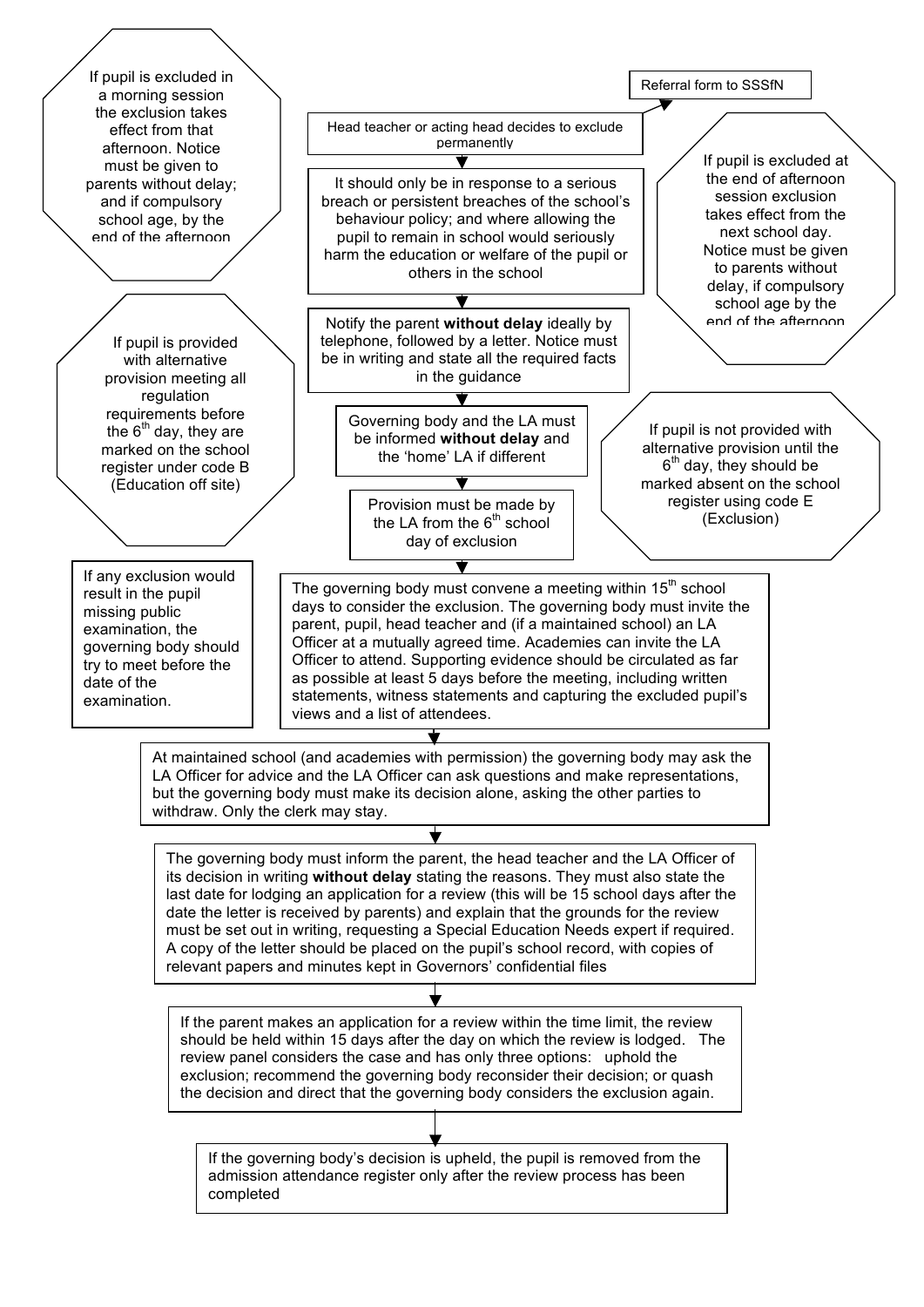Head teacher or acting head decides to exclude permanently

Referral form to SSSfN

It should only be in response to a serious breach or persistent breaches of the school's behaviour policy; and where allowing the pupil to remain in school would seriously harm the education or welfare of the pupil or others in the school

If pupil is excluded in a morning session the exclusion takes effect from that afternoon. Notice must be given to parents without delay; and if compulsory school age, by the end of the afternoon

If pupil is excluded at the end of afternoon session exclusion takes effect from the next school day. Notice must be given to parents without delay, if compulsory school age by the end of the afternoon

Notify the parent **without delay** ideally by telephone, followed by a letter. Notice must be in writing and state all the required facts in the guidance

Governing body and the LA must be informed **without delay** and the 'home' LA if different

Provision must be made by the LA from the 6th school day of exclusion

If pupil is provided with alternative provision meeting all regulation requirements before the 6th day, they are marked on the school register under code B (Education off site)

If pupil is not provided with alternative provision until the 6th day, they should be marked absent on the school register using code E (Exclusion)

The governing body must convene a meeting within 15th school days to consider the exclusion. The governing body must invite the parent, pupil, head teacher and (if a maintained school) an LA Officer at a mutually agreed time. Academies can invite the LA Officer to attend. Supporting evidence should be circulated as far as possible at least 5 days before the meeting, including written statements, witness statements and capturing the excluded pupil's views and a list of attendees.

If any exclusion would result in the pupil missing public examination, the governing body should try to meet before the date of the examination.

At maintained school (and academies with permission) the governing body may ask the LA Officer for advice and the LA Officer can ask questions and make representations, but the governing body must make its decision alone, asking the other parties to withdraw. Only the clerk may stay.

The governing body must inform the parent, the head teacher and the LA Officer of its decision in writing **without delay** stating the reasons. They must also state the last date for lodging an application for a review (this will be 15 school days after the date the letter is received by parents) and explain that the grounds for the review must be set out in writing, requesting a Special Education Needs expert if required. A copy of the letter should be placed on the pupil's school record, with copies of relevant papers and minutes kept in Governors' confidential files

If the parent makes an application for a review within the time limit, the review should be held within 15 days after the day on which the review is lodged. The review panel considers the case and has only three options: uphold the exclusion; recommend the governing body reconsider their decision; or quash the decision and direct that the governing body considers the exclusion again.

If the governing body's decision is upheld, the pupil is removed from the admission attendance register only after the review process has been completed